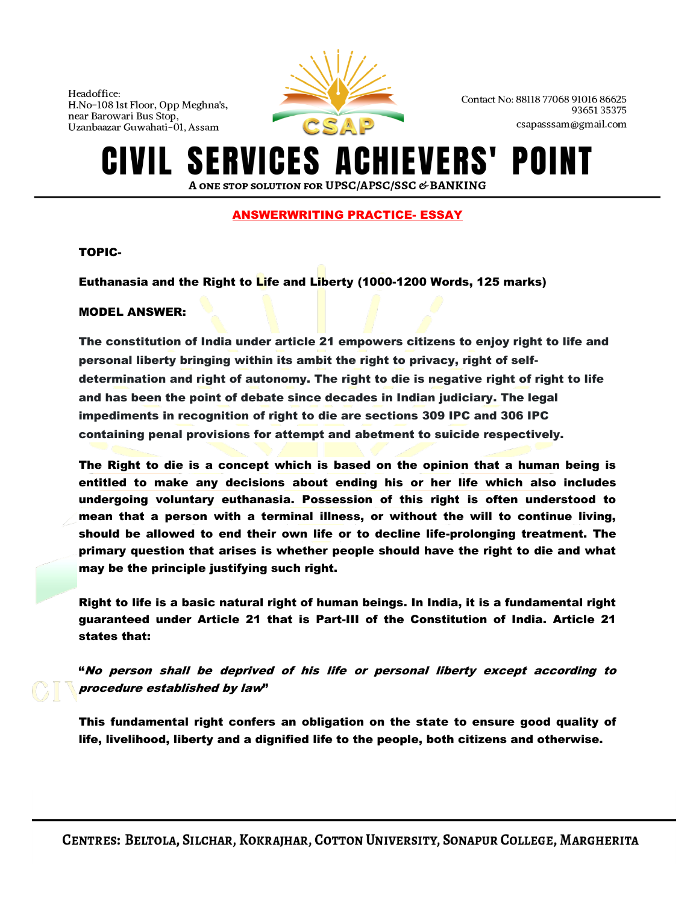Headoffice:
H.No-108 Ist Floor, Opp Meghna's,
near Barowari Bus Stop,
Uzanbaazar Guwahati-01, Assam

Contact No: 88118 77068 91016 86625
93651 35375
csapasssam@gmail.com

# CIVIL SERVICES ACHIEVERS' POINT

A ONE STOP SOLUTION FOR UPSC/APSC/SSC & BANKING

## ANSWERWRITING PRACTICE- ESSAY

**TOPIC-**

**Euthanasia and the Right to Life and Liberty (1000-1200 Words, 125 marks)**

**MODEL ANSWER:**

**The constitution of India under article 21 empowers citizens to enjoy right to life and personal liberty bringing within its ambit the right to privacy, right of self-determination and right of autonomy. The right to die is negative right of right to life and has been the point of debate since decades in Indian judiciary. The legal impediments in recognition of right to die are sections 309 IPC and 306 IPC containing penal provisions for attempt and abetment to suicide respectively.**

**The Right to die is a concept which is based on the opinion that a human being is entitled to make any decisions about ending his or her life which also includes undergoing voluntary euthanasia. Possession of this right is often understood to mean that a person with a terminal illness, or without the will to continue living, should be allowed to end their own life or to decline life-prolonging treatment. The primary question that arises is whether people should have the right to die and what may be the principle justifying such right.**

**Right to life is a basic natural right of human beings. In India, it is a fundamental right guaranteed under Article 21 that is Part-III of the Constitution of India. Article 21 states that:**

**"*No person shall be deprived of his life or personal liberty except according to procedure established by law*"**

**This fundamental right confers an obligation on the state to ensure good quality of life, livelihood, liberty and a dignified life to the people, both citizens and otherwise.**

CENTRES: BELTOLA, SILCHAR, KOKRAJHAR, COTTON UNIVERSITY, SONAPUR COLLEGE, MARGHERITA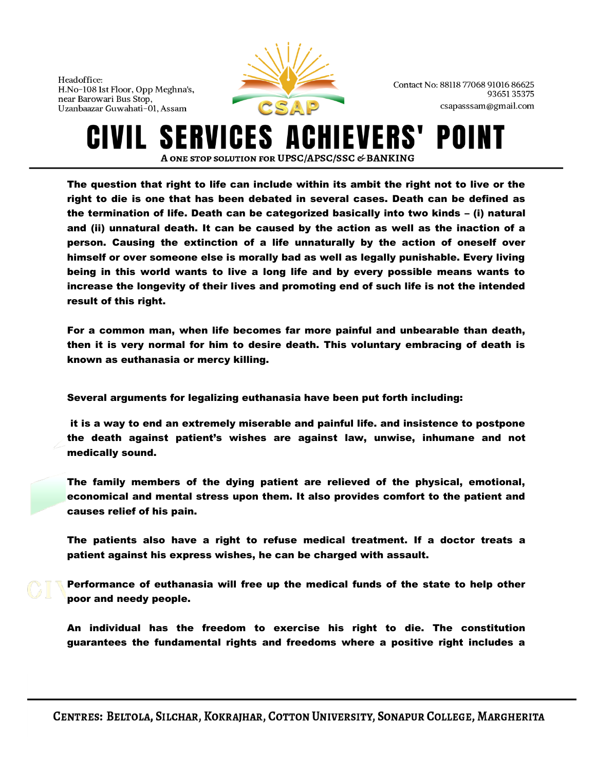**The question that right to life can include within its ambit the right not to live or the right to die is one that has been debated in several cases. Death can be defined as the termination of life. Death can be categorized basically into two kinds – (i) natural and (ii) unnatural death. It can be caused by the action as well as the inaction of a person. Causing the extinction of a life unnaturally by the action of oneself over himself or over someone else is morally bad as well as legally punishable. Every living being in this world wants to live a long life and by every possible means wants to increase the longevity of their lives and promoting end of such life is not the intended result of this right.**

**For a common man, when life becomes far more painful and unbearable than death, then it is very normal for him to desire death. This voluntary embracing of death is known as euthanasia or mercy killing.**

**Several arguments for legalizing euthanasia have been put forth including:**

**it is a way to end an extremely miserable and painful life. and insistence to postpone the death against patient's wishes are against law, unwise, inhumane and not medically sound.**

**The family members of the dying patient are relieved of the physical, emotional, economical and mental stress upon them. It also provides comfort to the patient and causes relief of his pain.**

**The patients also have a right to refuse medical treatment. If a doctor treats a patient against his express wishes, he can be charged with assault.**

**Performance of euthanasia will free up the medical funds of the state to help other poor and needy people.**

**An individual has the freedom to exercise his right to die. The constitution guarantees the fundamental rights and freedoms where a positive right includes a**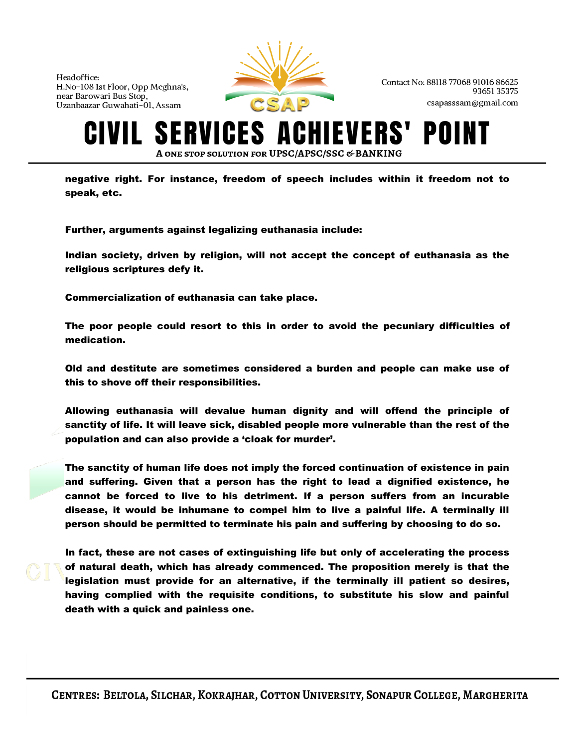**negative right. For instance, freedom of speech includes within it freedom not to speak, etc.**

**Further, arguments against legalizing euthanasia include:**

**Indian society, driven by religion, will not accept the concept of euthanasia as the religious scriptures defy it.**

**Commercialization of euthanasia can take place.**

**The poor people could resort to this in order to avoid the pecuniary difficulties of medication.**

**Old and destitute are sometimes considered a burden and people can make use of this to shove off their responsibilities.**

**Allowing euthanasia will devalue human dignity and will offend the principle of sanctity of life. It will leave sick, disabled people more vulnerable than the rest of the population and can also provide a 'cloak for murder'.**

**The sanctity of human life does not imply the forced continuation of existence in pain and suffering. Given that a person has the right to lead a dignified existence, he cannot be forced to live to his detriment. If a person suffers from an incurable disease, it would be inhumane to compel him to live a painful life. A terminally ill person should be permitted to terminate his pain and suffering by choosing to do so.**

**In fact, these are not cases of extinguishing life but only of accelerating the process of natural death, which has already commenced. The proposition merely is that the legislation must provide for an alternative, if the terminally ill patient so desires, having complied with the requisite conditions, to substitute his slow and painful death with a quick and painless one.**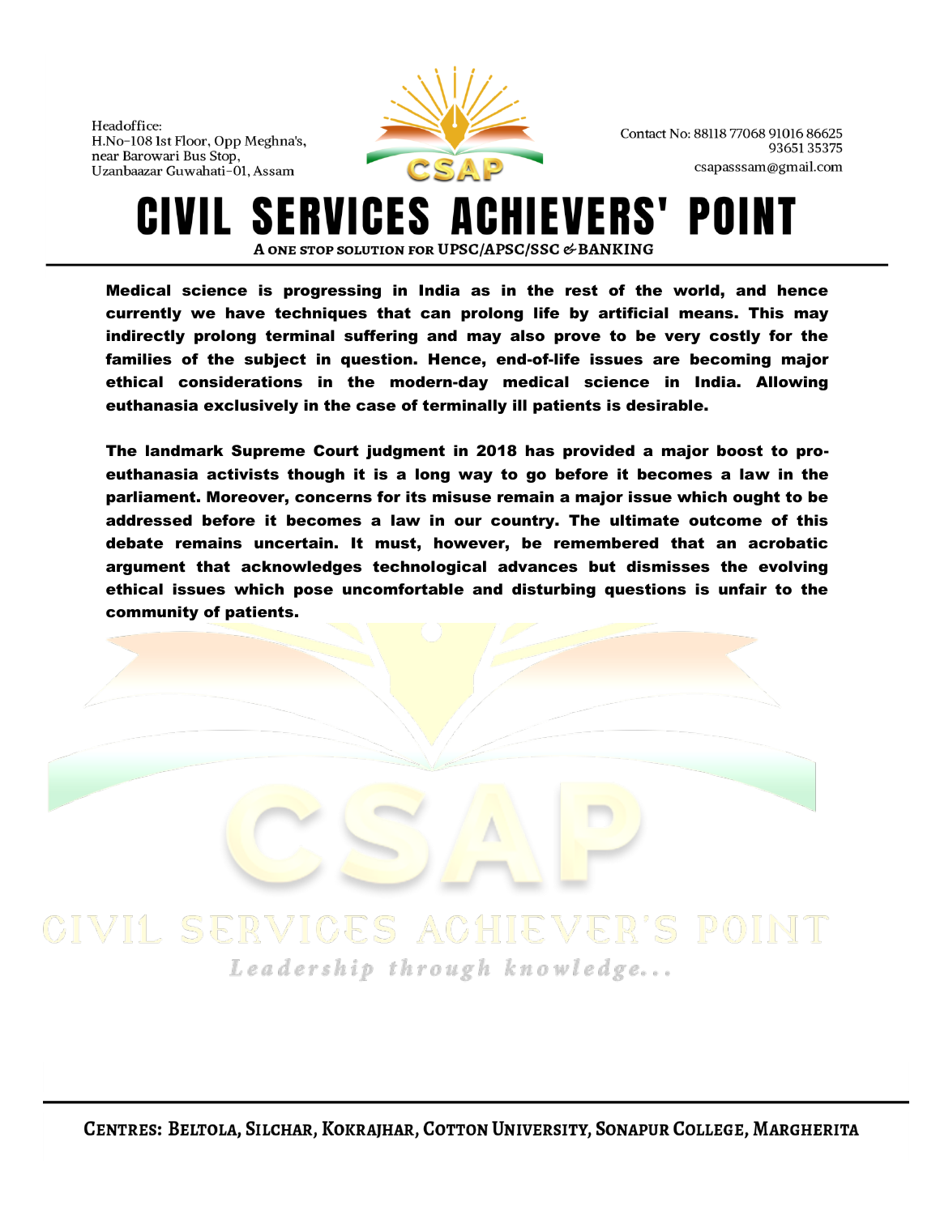Medical science is progressing in India as in the rest of the world, and hence currently we have techniques that can prolong life by artificial means. This may indirectly prolong terminal suffering and may also prove to be very costly for the families of the subject in question. Hence, end-of-life issues are becoming major ethical considerations in the modern-day medical science in India. Allowing euthanasia exclusively in the case of terminally ill patients is desirable.

The landmark Supreme Court judgment in 2018 has provided a major boost to pro-euthanasia activists though it is a long way to go before it becomes a law in the parliament. Moreover, concerns for its misuse remain a major issue which ought to be addressed before it becomes a law in our country. The ultimate outcome of this debate remains uncertain. It must, however, be remembered that an acrobatic argument that acknowledges technological advances but dismisses the evolving ethical issues which pose uncomfortable and disturbing questions is unfair to the community of patients.